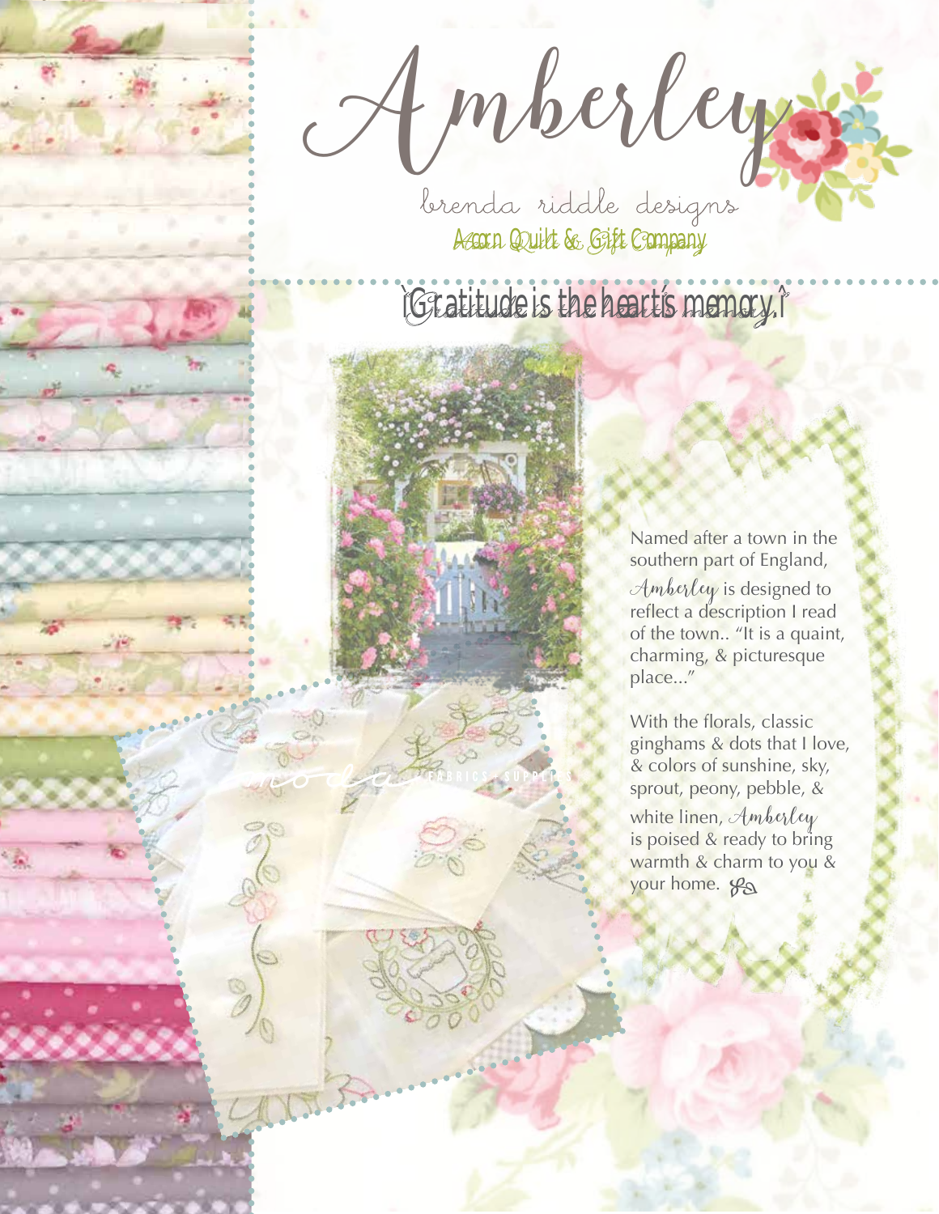# Amberley

brenda riddle designs

Acorn Quilt & Gift Company

"Gratitude is the heart's memory."

Named after a town in the southern part of England, *Amberley* is designed to reflect a description I read of the town.. "It is a quaint, charming, & picturesque place..."

With the florals, classic ginghams & dots that I love, & colors of sunshine, sky, sprout, peony, pebble, & white linen, *Amberley* is poised & ready to bring warmth & charm to you & your home.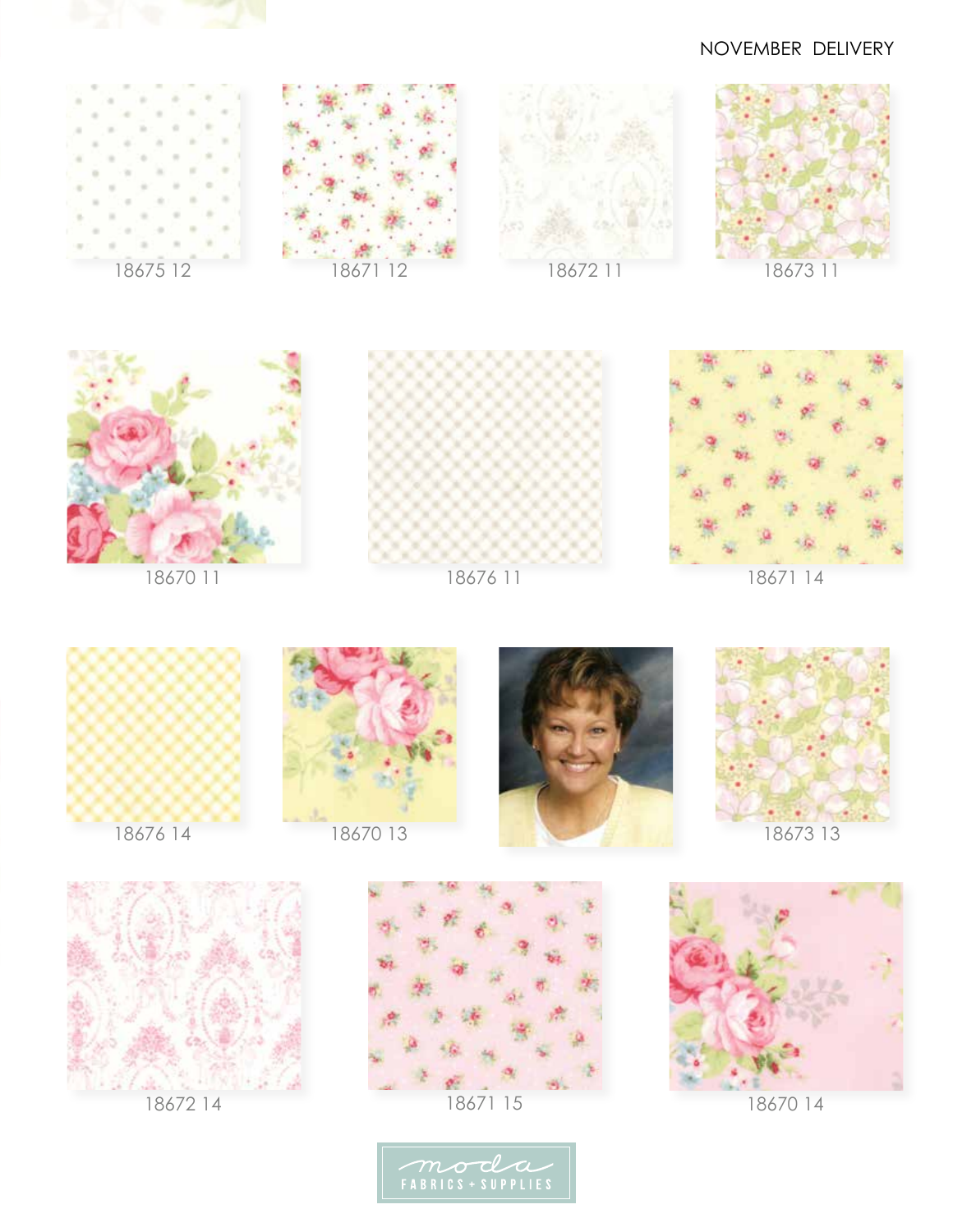NOVEMBER DELIVERY

18675 12

18671 12

18672 11

18673 11

18670 11

18676 11

18671 14

18676 14

18670 13

18673 13

18672 14

18671 15

18670 14

moda FABRICS + SUPPLIES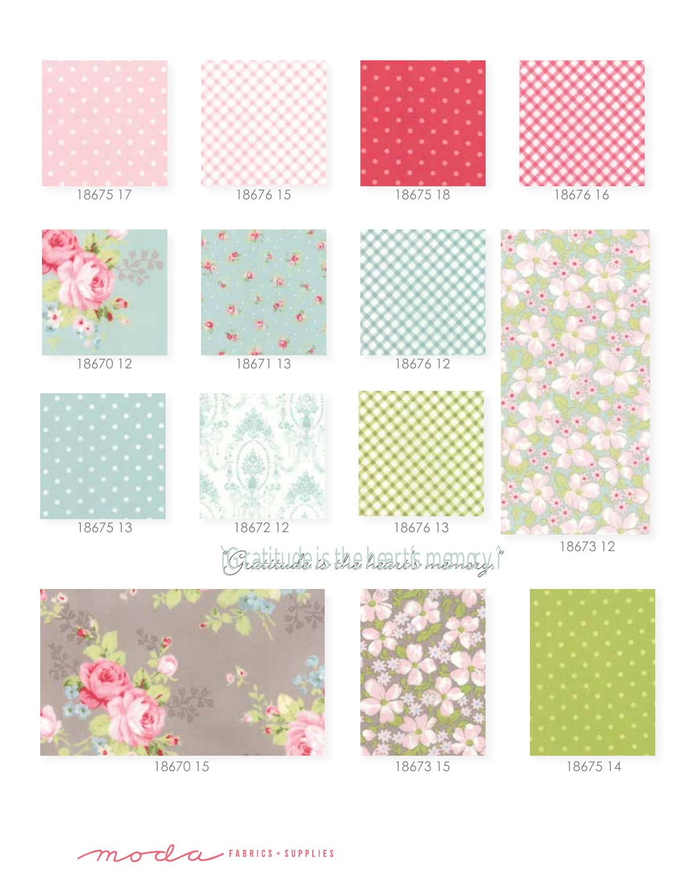18675 17

18676 15

18675 18

18676 16

18670 12

18671 13

18676 12

18675 13

18672 12

18676 13

18673 12

*"Gratitude is the heart's memory."*

18670 15

18673 15

18675 14

moda FABRICS + SUPPLIES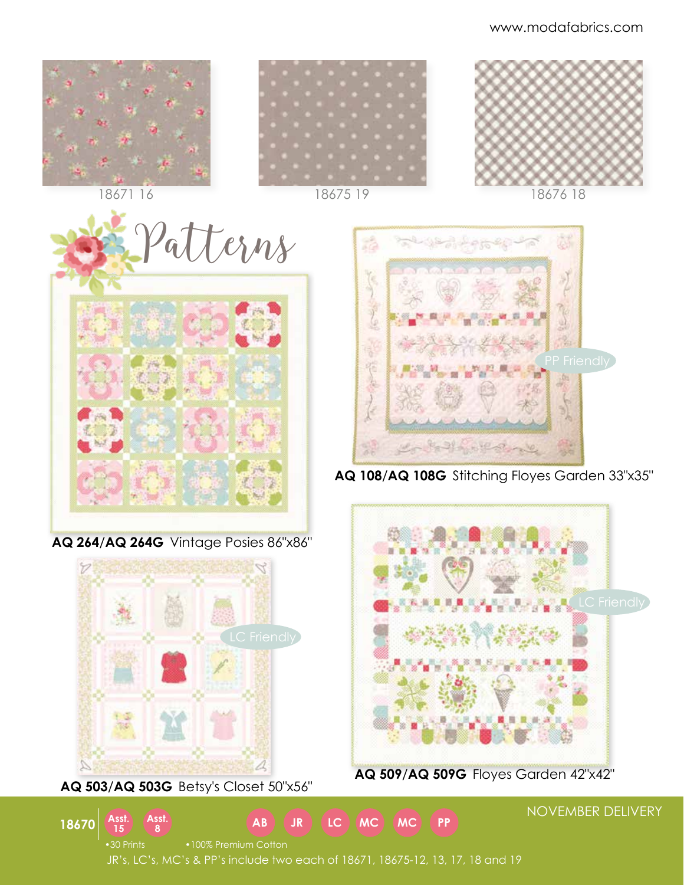www.modafabrics.com

18671 16

18675 19

18676 18

# Patterns

PP Friendly

**AQ 108/AQ 108G** Stitching Floyes Garden 33"x35"

**AQ 264/AQ 264G** Vintage Posies 86"x86"

LC Friendly

LC Friendly

**AQ 503/AQ 503G** Betsy's Closet 50"x56"

**AQ 509/AQ 509G** Floyes Garden 42"x42"

**18670** Asst. 15 Asst. 8 AB JR LC MC MC PP

NOVEMBER DELIVERY

•30 Prints •100% Premium Cotton

JR's, LC's, MC's & PP's include two each of 18671, 18675-12, 13, 17, 18 and 19